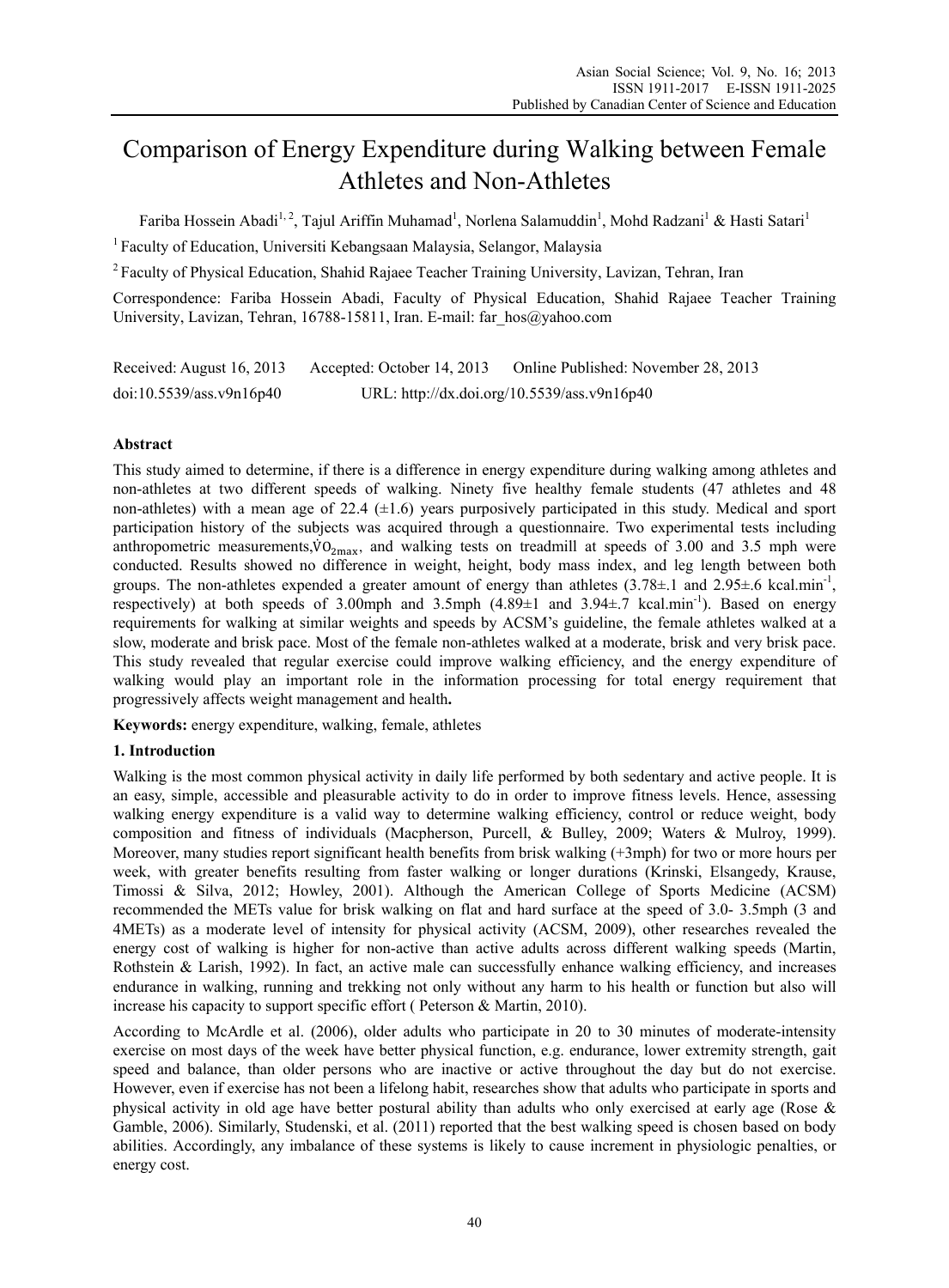# Comparison of Energy Expenditure during Walking between Female Athletes and Non-Athletes

Fariba Hossein Abadi[1,2], Tajul Ariffin Muhamad[1], Norlena Salamuddin[1], Mohd Radzani[1] & Hasti Satari[1]

[1] Faculty of Education, Universiti Kebangsaan Malaysia, Selangor, Malaysia

[2] Faculty of Physical Education, Shahid Rajaee Teacher Training University, Lavizan, Tehran, Iran

Correspondence: Fariba Hossein Abadi, Faculty of Physical Education, Shahid Rajaee Teacher Training University, Lavizan, Tehran, 16788-15811, Iran. E-mail: far_hos@yahoo.com

Received: August 16, 2013 Accepted: October 14, 2013 Online Published: November 28, 2013

doi:10.5539/ass.v9n16p40 URL: http://dx.doi.org/10.5539/ass.v9n16p40

## Abstract

This study aimed to determine, if there is a difference in energy expenditure during walking among athletes and non-athletes at two different speeds of walking. Ninety five healthy female students (47 athletes and 48 non-athletes) with a mean age of 22.4 (±1.6) years purposively participated in this study. Medical and sport participation history of the subjects was acquired through a questionnaire. Two experimental tests including anthropometric measurements, $\dot{V}O_{2max}$, and walking tests on treadmill at speeds of 3.00 and 3.5 mph were conducted. Results showed no difference in weight, height, body mass index, and leg length between both groups. The non-athletes expended a greater amount of energy than athletes (3.78±.1 and 2.95±.6 $kcal.min^{-1}$, respectively) at both speeds of 3.00mph and 3.5mph (4.89±1 and 3.94±.7 $kcal.min^{-1}$). Based on energy requirements for walking at similar weights and speeds by ACSM's guideline, the female athletes walked at a slow, moderate and brisk pace. Most of the female non-athletes walked at a moderate, brisk and very brisk pace. This study revealed that regular exercise could improve walking efficiency, and the energy expenditure of walking would play an important role in the information processing for total energy requirement that progressively affects weight management and health**.**

**Keywords:** energy expenditure, walking, female, athletes

## 1. Introduction

Walking is the most common physical activity in daily life performed by both sedentary and active people. It is an easy, simple, accessible and pleasurable activity to do in order to improve fitness levels. Hence, assessing walking energy expenditure is a valid way to determine walking efficiency, control or reduce weight, body composition and fitness of individuals (Macpherson, Purcell, & Bulley, 2009; Waters & Mulroy, 1999). Moreover, many studies report significant health benefits from brisk walking (+3mph) for two or more hours per week, with greater benefits resulting from faster walking or longer durations (Krinski, Elsangedy, Krause, Timossi & Silva, 2012; Howley, 2001). Although the American College of Sports Medicine (ACSM) recommended the METs value for brisk walking on flat and hard surface at the speed of 3.0- 3.5mph (3 and 4METs) as a moderate level of intensity for physical activity (ACSM, 2009), other researches revealed the energy cost of walking is higher for non-active than active adults across different walking speeds (Martin, Rothstein & Larish, 1992). In fact, an active male can successfully enhance walking efficiency, and increases endurance in walking, running and trekking not only without any harm to his health or function but also will increase his capacity to support specific effort ( Peterson & Martin, 2010).

According to McArdle et al. (2006), older adults who participate in 20 to 30 minutes of moderate-intensity exercise on most days of the week have better physical function, e.g. endurance, lower extremity strength, gait speed and balance, than older persons who are inactive or active throughout the day but do not exercise. However, even if exercise has not been a lifelong habit, researches show that adults who participate in sports and physical activity in old age have better postural ability than adults who only exercised at early age (Rose & Gamble, 2006). Similarly, Studenski, et al. (2011) reported that the best walking speed is chosen based on body abilities. Accordingly, any imbalance of these systems is likely to cause increment in physiologic penalties, or energy cost.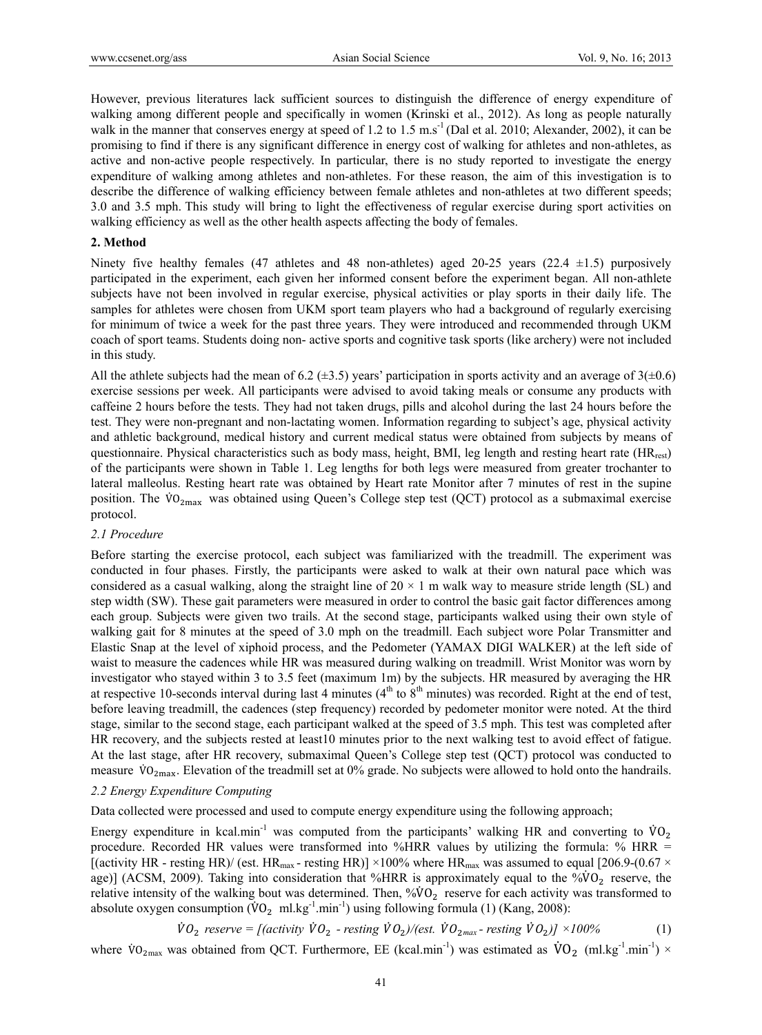However, previous literatures lack sufficient sources to distinguish the difference of energy expenditure of walking among different people and specifically in women (Krinski et al., 2012). As long as people naturally walk in the manner that conserves energy at speed of 1.2 to 1.5 $m.s^{-1}$ (Dal et al. 2010; Alexander, 2002), it can be promising to find if there is any significant difference in energy cost of walking for athletes and non-athletes, as active and non-active people respectively. In particular, there is no study reported to investigate the energy expenditure of walking among athletes and non-athletes. For these reason, the aim of this investigation is to describe the difference of walking efficiency between female athletes and non-athletes at two different speeds; 3.0 and 3.5 mph. This study will bring to light the effectiveness of regular exercise during sport activities on walking efficiency as well as the other health aspects affecting the body of females.

## 2. Method

Ninety five healthy females (47 athletes and 48 non-athletes) aged 20-25 years (22.4 ±1.5) purposively participated in the experiment, each given her informed consent before the experiment began. All non-athlete subjects have not been involved in regular exercise, physical activities or play sports in their daily life. The samples for athletes were chosen from UKM sport team players who had a background of regularly exercising for minimum of twice a week for the past three years. They were introduced and recommended through UKM coach of sport teams. Students doing non- active sports and cognitive task sports (like archery) were not included in this study.

All the athlete subjects had the mean of 6.2 (±3.5) years' participation in sports activity and an average of 3(±0.6) exercise sessions per week. All participants were advised to avoid taking meals or consume any products with caffeine 2 hours before the tests. They had not taken drugs, pills and alcohol during the last 24 hours before the test. They were non-pregnant and non-lactating women. Information regarding to subject's age, physical activity and athletic background, medical history and current medical status were obtained from subjects by means of questionnaire. Physical characteristics such as body mass, height, BMI, leg length and resting heart rate ($HR_{rest}$) of the participants were shown in Table 1. Leg lengths for both legs were measured from greater trochanter to lateral malleolus. Resting heart rate was obtained by Heart rate Monitor after 7 minutes of rest in the supine position. The $\dot{V}O_{2max}$ was obtained using Queen's College step test (QCT) protocol as a submaximal exercise protocol.

### 2.1 Procedure

Before starting the exercise protocol, each subject was familiarized with the treadmill. The experiment was conducted in four phases. Firstly, the participants were asked to walk at their own natural pace which was considered as a casual walking, along the straight line of 20 × 1 m walk way to measure stride length (SL) and step width (SW). These gait parameters were measured in order to control the basic gait factor differences among each group. Subjects were given two trails. At the second stage, participants walked using their own style of walking gait for 8 minutes at the speed of 3.0 mph on the treadmill. Each subject wore Polar Transmitter and Elastic Snap at the level of xiphoid process, and the Pedometer (YAMAX DIGI WALKER) at the left side of waist to measure the cadences while HR was measured during walking on treadmill. Wrist Monitor was worn by investigator who stayed within 3 to 3.5 feet (maximum 1m) by the subjects. HR measured by averaging the HR at respective 10-seconds interval during last 4 minutes (4th to 8th minutes) was recorded. Right at the end of test, before leaving treadmill, the cadences (step frequency) recorded by pedometer monitor were noted. At the third stage, similar to the second stage, each participant walked at the speed of 3.5 mph. This test was completed after HR recovery, and the subjects rested at least10 minutes prior to the next walking test to avoid effect of fatigue. At the last stage, after HR recovery, submaximal Queen's College step test (QCT) protocol was conducted to measure $\dot{V}O_{2max}$. Elevation of the treadmill set at 0% grade. No subjects were allowed to hold onto the handrails.

### 2.2 Energy Expenditure Computing

Data collected were processed and used to compute energy expenditure using the following approach;

Energy expenditure in $kcal.min^{-1}$ was computed from the participants' walking HR and converting to $\dot{V}O_2$ procedure. Recorded HR values were transformed into %HRR values by utilizing the formula: % HRR = [(activity HR - resting HR)/ (est. $HR_{max}$ - resting HR)] ×100% where $HR_{max}$ was assumed to equal [206.9-(0.67 × age)] (ACSM, 2009). Taking into consideration that %HRR is approximately equal to the %$\dot{V}O_2$ reserve, the relative intensity of the walking bout was determined. Then, %$\dot{V}O_2$ reserve for each activity was transformed to absolute oxygen consumption ($\dot{V}O_2$ $ml.kg^{-1}.min^{-1}$) using following formula (1) (Kang, 2008):

$$\dot{V}O_2 \text{ reserve} = [(\text{activity } \dot{V}O_2 - \text{resting } \dot{V}O_2)/(\text{est. } \dot{V}O_{2max} - \text{resting } \dot{V}O_2)] \times 100\% \quad (1)$$

where $\dot{V}O_{2max}$ was obtained from QCT. Furthermore, EE ($kcal.min^{-1}$) was estimated as $\dot{V}O_2$ ($ml.kg^{-1}.min^{-1}$) ×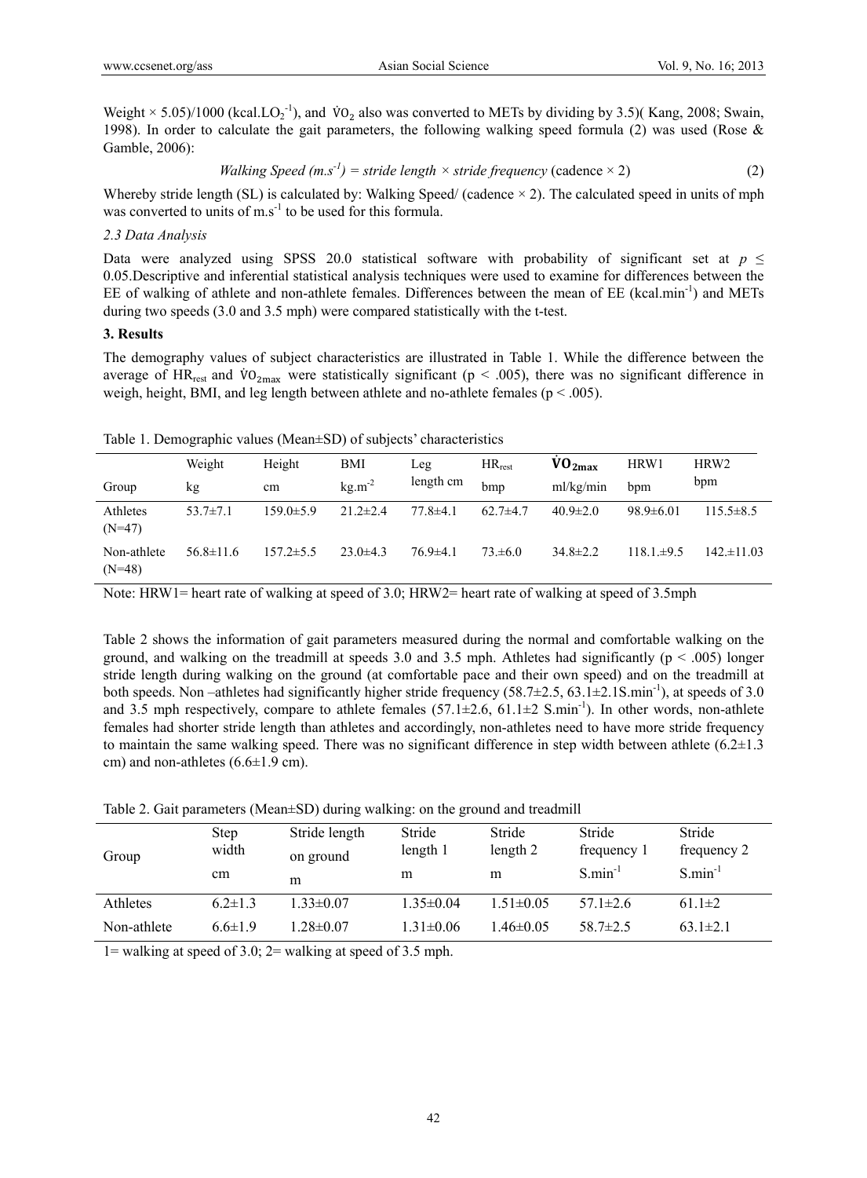Weight × 5.05)/1000 (kcal.$LO_2^{-1}$), and $\dot{V}O_2$ also was converted to METs by dividing by 3.5)( Kang, 2008; Swain, 1998). In order to calculate the gait parameters, the following walking speed formula (2) was used (Rose & Gamble, 2006):

$$\textit{Walking Speed } (m.s^{-1}) = \textit{stride length} \times \textit{stride frequency} \text{ (cadence} \times 2) \quad (2)$$

Whereby stride length (SL) is calculated by: Walking Speed/ (cadence × 2). The calculated speed in units of mph was converted to units of $m.s^{-1}$ to be used for this formula.

### 2.3 Data Analysis

Data were analyzed using SPSS 20.0 statistical software with probability of significant set at $p \leq 0.05$.Descriptive and inferential statistical analysis techniques were used to examine for differences between the EE of walking of athlete and non-athlete females. Differences between the mean of EE (kcal.$min^{-1}$) and METs during two speeds (3.0 and 3.5 mph) were compared statistically with the t-test.

## 3. Results

The demography values of subject characteristics are illustrated in Table 1. While the difference between the average of $HR_{rest}$ and $\dot{V}O_{2max}$ were statistically significant ($p < .005$), there was no significant difference in weigh, height, BMI, and leg length between athlete and no-athlete females ($p < .005$).

Table 1. Demographic values (Mean±SD) of subjects' characteristics

| Group | Weight kg | Height cm | BMI $kg.m^{-2}$ | Leg length cm | $HR_{rest}$ bmp | $\dot{V}O_{2max}$ ml/kg/min | HRW1 bpm | HRW2 bpm |
|---|---|---|---|---|---|---|---|---|
| Athletes (N=47) | 53.7±7.1 | 159.0±5.9 | 21.2±2.4 | 77.8±4.1 | 62.7±4.7 | 40.9±2.0 | 98.9±6.01 | 115.5±8.5 |
| Non-athlete (N=48) | 56.8±11.6 | 157.2±5.5 | 23.0±4.3 | 76.9±4.1 | 73.±6.0 | 34.8±2.2 | 118.1.±9.5 | 142.±11.03 |

Note: HRW1= heart rate of walking at speed of 3.0; HRW2= heart rate of walking at speed of 3.5mph

Table 2 shows the information of gait parameters measured during the normal and comfortable walking on the ground, and walking on the treadmill at speeds 3.0 and 3.5 mph. Athletes had significantly ($p < .005$) longer stride length during walking on the ground (at comfortable pace and their own speed) and on the treadmill at both speeds. Non –athletes had significantly higher stride frequency (58.7±2.5, 63.1±2.1S.$min^{-1}$), at speeds of 3.0 and 3.5 mph respectively, compare to athlete females (57.1±2.6, 61.1±2 S.$min^{-1}$). In other words, non-athlete females had shorter stride length than athletes and accordingly, non-athletes need to have more stride frequency to maintain the same walking speed. There was no significant difference in step width between athlete (6.2±1.3 cm) and non-athletes (6.6±1.9 cm).

Table 2. Gait parameters (Mean±SD) during walking: on the ground and treadmill

| Group | Step width cm | Stride length on ground m | Stride length 1 m | Stride length 2 m | Stride frequency 1 $S.min^{-1}$ | Stride frequency 2 $S.min^{-1}$ |
|---|---|---|---|---|---|---|
| Athletes | 6.2±1.3 | 1.33±0.07 | 1.35±0.04 | 1.51±0.05 | 57.1±2.6 | 61.1±2 |
| Non-athlete | 6.6±1.9 | 1.28±0.07 | 1.31±0.06 | 1.46±0.05 | 58.7±2.5 | 63.1±2.1 |

1= walking at speed of 3.0; 2= walking at speed of 3.5 mph.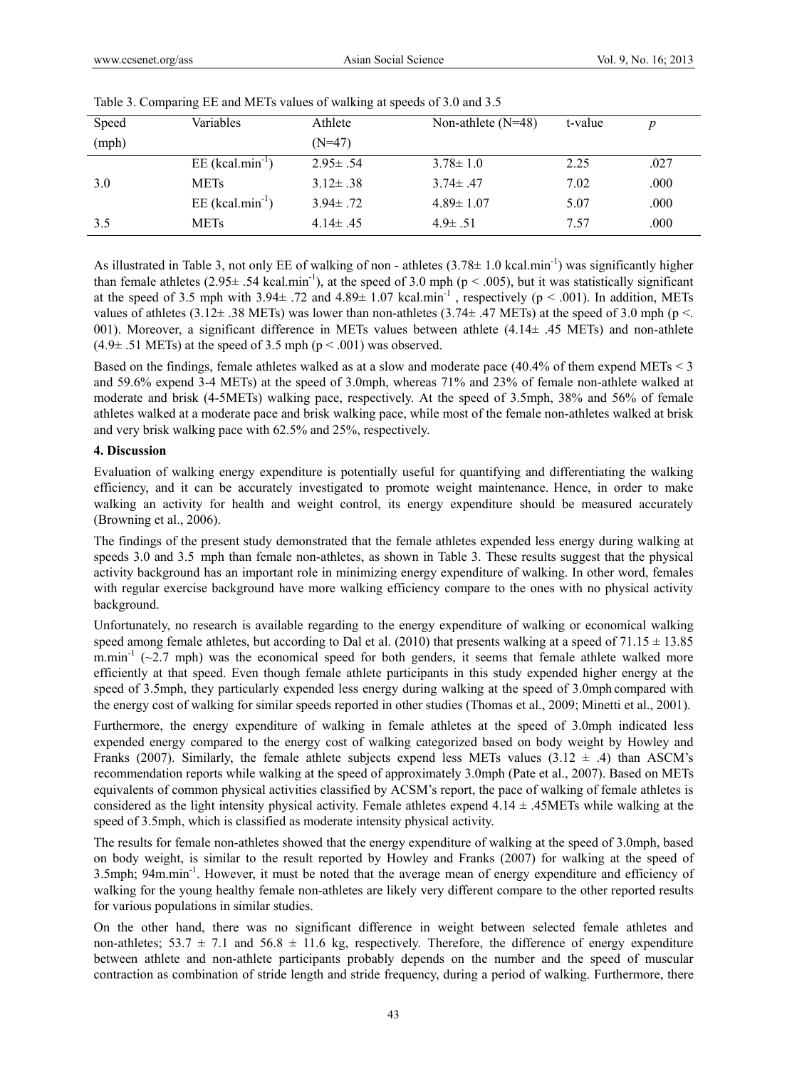Table 3. Comparing EE and METs values of walking at speeds of 3.0 and 3.5

| Speed (mph) | Variables | Athlete (N=47) | Non-athlete (N=48) | t-value | $p$ |
|---|---|---|---|---|---|
| 3.0 | EE ($kcal.min^{-1}$) | 2.95± .54 | 3.78± 1.0 | 2.25 | .027 |
| | METs | 3.12± .38 | 3.74± .47 | 7.02 | .000 |
| 3.5 | EE ($kcal.min^{-1}$) | 3.94± .72 | 4.89± 1.07 | 5.07 | .000 |
| | METs | 4.14± .45 | 4.9± .51 | 7.57 | .000 |

As illustrated in Table 3, not only EE of walking of non - athletes (3.78± 1.0 $kcal.min^{-1}$) was significantly higher than female athletes (2.95± .54 $kcal.min^{-1}$), at the speed of 3.0 mph ($p < .005$), but it was statistically significant at the speed of 3.5 mph with 3.94± .72 and 4.89± 1.07 $kcal.min^{-1}$, respectively ($p < .001$). In addition, METs values of athletes (3.12± .38 METs) was lower than non-athletes (3.74± .47 METs) at the speed of 3.0 mph ($p <. 001$). Moreover, a significant difference in METs values between athlete (4.14± .45 METs) and non-athlete (4.9± .51 METs) at the speed of 3.5 mph ($p < .001$) was observed.

Based on the findings, female athletes walked as at a slow and moderate pace (40.4% of them expend METs < 3 and 59.6% expend 3-4 METs) at the speed of 3.0mph, whereas 71% and 23% of female non-athlete walked at moderate and brisk (4-5METs) walking pace, respectively. At the speed of 3.5mph, 38% and 56% of female athletes walked at a moderate pace and brisk walking pace, while most of the female non-athletes walked at brisk and very brisk walking pace with 62.5% and 25%, respectively.

## 4. Discussion

Evaluation of walking energy expenditure is potentially useful for quantifying and differentiating the walking efficiency, and it can be accurately investigated to promote weight maintenance. Hence, in order to make walking an activity for health and weight control, its energy expenditure should be measured accurately (Browning et al., 2006).

The findings of the present study demonstrated that the female athletes expended less energy during walking at speeds 3.0 and 3.5 mph than female non-athletes, as shown in Table 3. These results suggest that the physical activity background has an important role in minimizing energy expenditure of walking. In other word, females with regular exercise background have more walking efficiency compare to the ones with no physical activity background.

Unfortunately, no research is available regarding to the energy expenditure of walking or economical walking speed among female athletes, but according to Dal et al. (2010) that presents walking at a speed of 71.15 ± 13.85 $m.min^{-1}$ (~2.7 mph) was the economical speed for both genders, it seems that female athlete walked more efficiently at that speed. Even though female athlete participants in this study expended higher energy at the speed of 3.5mph, they particularly expended less energy during walking at the speed of 3.0mph compared with the energy cost of walking for similar speeds reported in other studies (Thomas et al., 2009; Minetti et al., 2001).

Furthermore, the energy expenditure of walking in female athletes at the speed of 3.0mph indicated less expended energy compared to the energy cost of walking categorized based on body weight by Howley and Franks (2007). Similarly, the female athlete subjects expend less METs values (3.12 ± .4) than ASCM's recommendation reports while walking at the speed of approximately 3.0mph (Pate et al., 2007). Based on METs equivalents of common physical activities classified by ACSM's report, the pace of walking of female athletes is considered as the light intensity physical activity. Female athletes expend 4.14 ± .45METs while walking at the speed of 3.5mph, which is classified as moderate intensity physical activity.

The results for female non-athletes showed that the energy expenditure of walking at the speed of 3.0mph, based on body weight, is similar to the result reported by Howley and Franks (2007) for walking at the speed of 3.5mph; 94$m.min^{-1}$. However, it must be noted that the average mean of energy expenditure and efficiency of walking for the young healthy female non-athletes are likely very different compare to the other reported results for various populations in similar studies.

On the other hand, there was no significant difference in weight between selected female athletes and non-athletes; 53.7 ± 7.1 and 56.8 ± 11.6 kg, respectively. Therefore, the difference of energy expenditure between athlete and non-athlete participants probably depends on the number and the speed of muscular contraction as combination of stride length and stride frequency, during a period of walking. Furthermore, there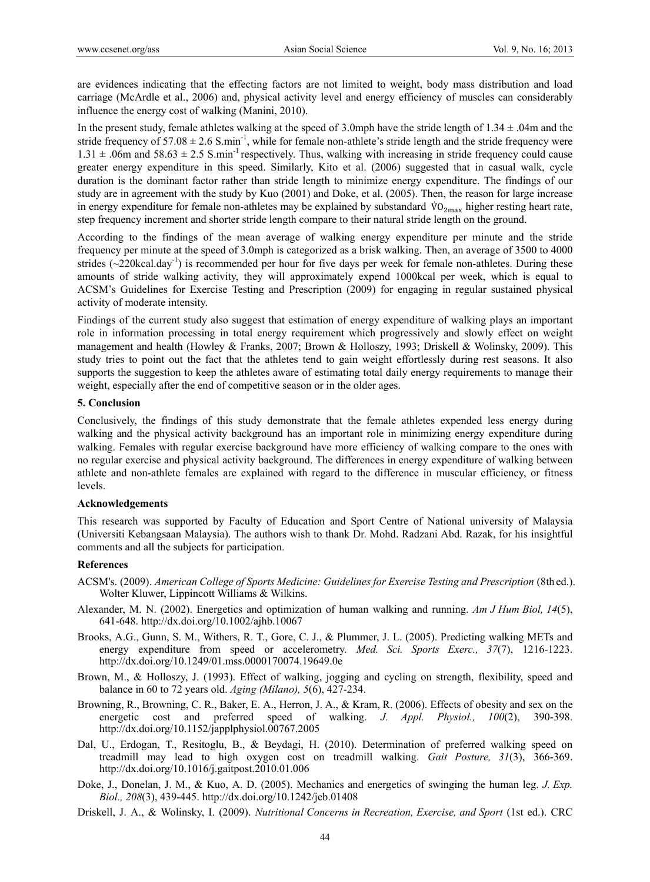are evidences indicating that the effecting factors are not limited to weight, body mass distribution and load carriage (McArdle et al., 2006) and, physical activity level and energy efficiency of muscles can considerably influence the energy cost of walking (Manini, 2010).

In the present study, female athletes walking at the speed of 3.0mph have the stride length of $1.34 \pm .04$m and the stride frequency of $57.08 \pm 2.6$ $S.min^{-1}$, while for female non-athlete's stride length and the stride frequency were $1.31 \pm .06$m and $58.63 \pm 2.5$ $S.min^{-1}$ respectively. Thus, walking with increasing in stride frequency could cause greater energy expenditure in this speed. Similarly, Kito et al. (2006) suggested that in casual walk, cycle duration is the dominant factor rather than stride length to minimize energy expenditure. The findings of our study are in agreement with the study by Kuo (2001) and Doke, et al. (2005). Then, the reason for large increase in energy expenditure for female non-athletes may be explained by substandard $\dot{V}O_{2max}$ higher resting heart rate, step frequency increment and shorter stride length compare to their natural stride length on the ground.

According to the findings of the mean average of walking energy expenditure per minute and the stride frequency per minute at the speed of 3.0mph is categorized as a brisk walking. Then, an average of 3500 to 4000 strides (~220kcal.$day^{-1}$) is recommended per hour for five days per week for female non-athletes. During these amounts of stride walking activity, they will approximately expend 1000kcal per week, which is equal to ACSM's Guidelines for Exercise Testing and Prescription (2009) for engaging in regular sustained physical activity of moderate intensity.

Findings of the current study also suggest that estimation of energy expenditure of walking plays an important role in information processing in total energy requirement which progressively and slowly effect on weight management and health (Howley & Franks, 2007; Brown & Holloszy, 1993; Driskell & Wolinsky, 2009). This study tries to point out the fact that the athletes tend to gain weight effortlessly during rest seasons. It also supports the suggestion to keep the athletes aware of estimating total daily energy requirements to manage their weight, especially after the end of competitive season or in the older ages.

## 5. Conclusion

Conclusively, the findings of this study demonstrate that the female athletes expended less energy during walking and the physical activity background has an important role in minimizing energy expenditure during walking. Females with regular exercise background have more efficiency of walking compare to the ones with no regular exercise and physical activity background. The differences in energy expenditure of walking between athlete and non-athlete females are explained with regard to the difference in muscular efficiency, or fitness levels.

## Acknowledgements

This research was supported by Faculty of Education and Sport Centre of National university of Malaysia (Universiti Kebangsaan Malaysia). The authors wish to thank Dr. Mohd. Radzani Abd. Razak, for his insightful comments and all the subjects for participation.

## References

ACSM's. (2009). *American College of Sports Medicine: Guidelines for Exercise Testing and Prescription* (8th ed.). Wolter Kluwer, Lippincott Williams & Wilkins.

Alexander, M. N. (2002). Energetics and optimization of human walking and running. *Am J Hum Biol, 14*(5), 641-648. http://dx.doi.org/10.1002/ajhb.10067

Brooks, A.G., Gunn, S. M., Withers, R. T., Gore, C. J., & Plummer, J. L. (2005). Predicting walking METs and energy expenditure from speed or accelerometry. *Med. Sci. Sports Exerc., 37*(7), 1216-1223. http://dx.doi.org/10.1249/01.mss.0000170074.19649.0e

Brown, M., & Holloszy, J. (1993). Effect of walking, jogging and cycling on strength, flexibility, speed and balance in 60 to 72 years old. *Aging (Milano), 5*(6), 427-234.

Browning, R., Browning, C. R., Baker, E. A., Herron, J. A., & Kram, R. (2006). Effects of obesity and sex on the energetic cost and preferred speed of walking. *J. Appl. Physiol., 100*(2), 390-398. http://dx.doi.org/10.1152/japplphysiol.00767.2005

Dal, U., Erdogan, T., Resitoglu, B., & Beydagi, H. (2010). Determination of preferred walking speed on treadmill may lead to high oxygen cost on treadmill walking. *Gait Posture, 31*(3), 366-369. http://dx.doi.org/10.1016/j.gaitpost.2010.01.006

Doke, J., Donelan, J. M., & Kuo, A. D. (2005). Mechanics and energetics of swinging the human leg. *J. Exp. Biol., 208*(3), 439-445. http://dx.doi.org/10.1242/jeb.01408

Driskell, J. A., & Wolinsky, I. (2009). *Nutritional Concerns in Recreation, Exercise, and Sport* (1st ed.). CRC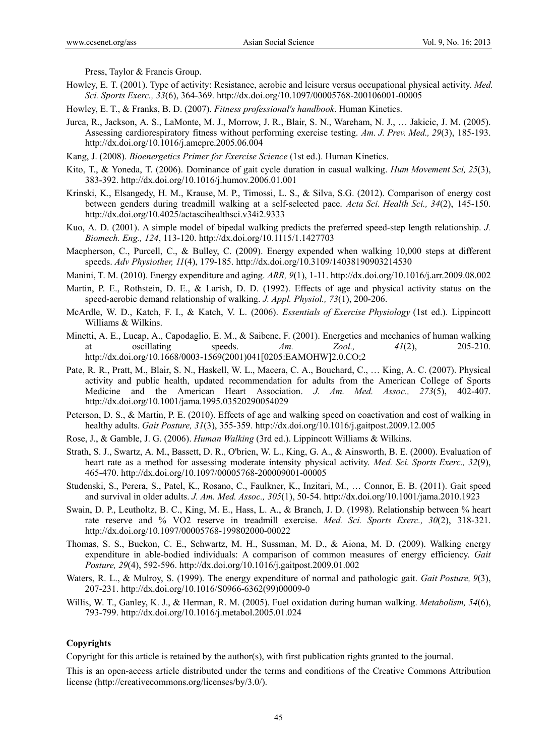Press, Taylor & Francis Group.

Howley, E. T. (2001). Type of activity: Resistance, aerobic and leisure versus occupational physical activity. *Med. Sci. Sports Exerc., 33*(6), 364-369. http://dx.doi.org/10.1097/00005768-200106001-00005

Howley, E. T., & Franks, B. D. (2007). *Fitness professional's handbook*. Human Kinetics.

Jurca, R., Jackson, A. S., LaMonte, M. J., Morrow, J. R., Blair, S. N., Wareham, N. J., … Jakicic, J. M. (2005). Assessing cardiorespiratory fitness without performing exercise testing. *Am. J. Prev. Med., 29*(3), 185-193. http://dx.doi.org/10.1016/j.amepre.2005.06.004

Kang, J. (2008). *Bioenergetics Primer for Exercise Science* (1st ed.). Human Kinetics.

Kito, T., & Yoneda, T. (2006). Dominance of gait cycle duration in casual walking. *Hum Movement Sci, 25*(3), 383-392. http://dx.doi.org/10.1016/j.humov.2006.01.001

Krinski, K., Elsangedy, H. M., Krause, M. P., Timossi, L. S., & Silva, S.G. (2012). Comparison of energy cost between genders during treadmill walking at a self-selected pace. *Acta Sci. Health Sci., 34*(2), 145-150. http://dx.doi.org/10.4025/actascihealthsci.v34i2.9333

Kuo, A. D. (2001). A simple model of bipedal walking predicts the preferred speed-step length relationship. *J. Biomech. Eng., 124*, 113-120. http://dx.doi.org/10.1115/1.1427703

Macpherson, C., Purcell, C., & Bulley, C. (2009). Energy expended when walking 10,000 steps at different speeds. *Adv Physiother, 11*(4), 179-185. http://dx.doi.org/10.3109/14038190903214530

Manini, T. M. (2010). Energy expenditure and aging. *ARR, 9*(1), 1-11. http://dx.doi.org/10.1016/j.arr.2009.08.002

Martin, P. E., Rothstein, D. E., & Larish, D. D. (1992). Effects of age and physical activity status on the speed-aerobic demand relationship of walking. *J. Appl. Physiol., 73*(1), 200-206.

McArdle, W. D., Katch, F. I., & Katch, V. L. (2006). *Essentials of Exercise Physiology* (1st ed.). Lippincott Williams & Wilkins.

Minetti, A. E., Lucap, A., Capodaglio, E. M., & Saibene, F. (2001). Energetics and mechanics of human walking at oscillating speeds. *Am. Zool., 41*(2), 205-210. http://dx.doi.org/10.1668/0003-1569(2001)041[0205:EAMOHW]2.0.CO;2

Pate, R. R., Pratt, M., Blair, S. N., Haskell, W. L., Macera, C. A., Bouchard, C., … King, A. C. (2007). Physical activity and public health, updated recommendation for adults from the American College of Sports Medicine and the American Heart Association. *J. Am. Med. Assoc., 273*(5), 402-407. http://dx.doi.org/10.1001/jama.1995.03520290054029

Peterson, D. S., & Martin, P. E. (2010). Effects of age and walking speed on coactivation and cost of walking in healthy adults. *Gait Posture, 31*(3), 355-359. http://dx.doi.org/10.1016/j.gaitpost.2009.12.005

Rose, J., & Gamble, J. G. (2006). *Human Walking* (3rd ed.). Lippincott Williams & Wilkins.

Strath, S. J., Swartz, A. M., Bassett, D. R., O'brien, W. L., King, G. A., & Ainsworth, B. E. (2000). Evaluation of heart rate as a method for assessing moderate intensity physical activity. *Med. Sci. Sports Exerc., 32*(9), 465-470. http://dx.doi.org/10.1097/00005768-200009001-00005

Studenski, S., Perera, S., Patel, K., Rosano, C., Faulkner, K., Inzitari, M., … Connor, E. B. (2011). Gait speed and survival in older adults. *J. Am. Med. Assoc., 305*(1), 50-54. http://dx.doi.org/10.1001/jama.2010.1923

Swain, D. P., Leutholtz, B. C., King, M. E., Hass, L. A., & Branch, J. D. (1998). Relationship between % heart rate reserve and % VO2 reserve in treadmill exercise. *Med. Sci. Sports Exerc., 30*(2), 318-321. http://dx.doi.org/10.1097/00005768-199802000-00022

Thomas, S. S., Buckon, C. E., Schwartz, M. H., Sussman, M. D., & Aiona, M. D. (2009). Walking energy expenditure in able-bodied individuals: A comparison of common measures of energy efficiency. *Gait Posture, 29*(4), 592-596. http://dx.doi.org/10.1016/j.gaitpost.2009.01.002

Waters, R. L., & Mulroy, S. (1999). The energy expenditure of normal and pathologic gait. *Gait Posture, 9*(3), 207-231. http://dx.doi.org/10.1016/S0966-6362(99)00009-0

Willis, W. T., Ganley, K. J., & Herman, R. M. (2005). Fuel oxidation during human walking. *Metabolism, 54*(6), 793-799. http://dx.doi.org/10.1016/j.metabol.2005.01.024

**Copyrights**

Copyright for this article is retained by the author(s), with first publication rights granted to the journal.

This is an open-access article distributed under the terms and conditions of the Creative Commons Attribution license (http://creativecommons.org/licenses/by/3.0/).